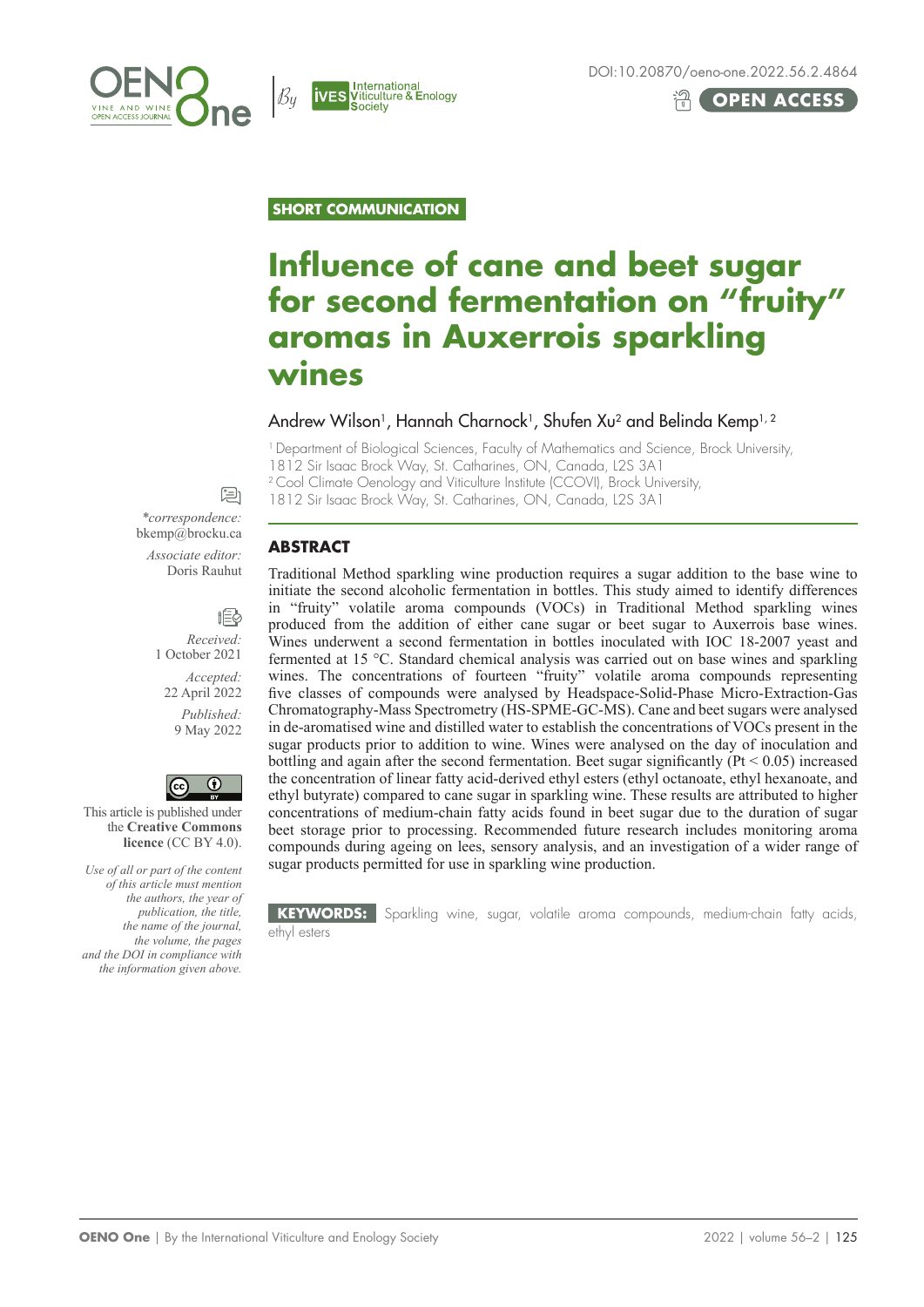DOI:10.20870/oeno-one.2022.56.2.4864

OPEN ACCESS

SHORT COMMUNICATION

# Influence of cane and beet sugar for second fermentation on "fruity" aromas in Auxerrois sparkling wines

Andrew Wilson[1], Hannah Charnock[1], Shufen Xu[2] and Belinda Kemp[1, 2]

[1] Department of Biological Sciences, Faculty of Mathematics and Science, Brock University, 1812 Sir Isaac Brock Way, St. Catharines, ON, Canada, L2S 3A1

[2] Cool Climate Oenology and Viticulture Institute (CCOVI), Brock University, 1812 Sir Isaac Brock Way, St. Catharines, ON, Canada, L2S 3A1

*correspondence: bkemp@brocku.ca

*Associate editor:* Doris Rauhut

*Received:* 1 October 2021

*Accepted:* 22 April 2022

*Published:* 9 May 2022

This article is published under the **Creative Commons licence** (CC BY 4.0).

*Use of all or part of the content of this article must mention the authors, the year of publication, the title, the name of the journal, the volume, the pages and the DOI in compliance with the information given above.*

## ABSTRACT

Traditional Method sparkling wine production requires a sugar addition to the base wine to initiate the second alcoholic fermentation in bottles. This study aimed to identify differences in "fruity" volatile aroma compounds (VOCs) in Traditional Method sparkling wines produced from the addition of either cane sugar or beet sugar to Auxerrois base wines. Wines underwent a second fermentation in bottles inoculated with IOC 18-2007 yeast and fermented at 15 °C. Standard chemical analysis was carried out on base wines and sparkling wines. The concentrations of fourteen "fruity" volatile aroma compounds representing five classes of compounds were analysed by Headspace-Solid-Phase Micro-Extraction-Gas Chromatography-Mass Spectrometry (HS-SPME-GC-MS). Cane and beet sugars were analysed in de-aromatised wine and distilled water to establish the concentrations of VOCs present in the sugar products prior to addition to wine. Wines were analysed on the day of inoculation and bottling and again after the second fermentation. Beet sugar significantly ($Pt < 0.05$) increased the concentration of linear fatty acid-derived ethyl esters (ethyl octanoate, ethyl hexanoate, and ethyl butyrate) compared to cane sugar in sparkling wine. These results are attributed to higher concentrations of medium-chain fatty acids found in beet sugar due to the duration of sugar beet storage prior to processing. Recommended future research includes monitoring aroma compounds during ageing on lees, sensory analysis, and an investigation of a wider range of sugar products permitted for use in sparkling wine production.

**KEYWORDS:** Sparkling wine, sugar, volatile aroma compounds, medium-chain fatty acids, ethyl esters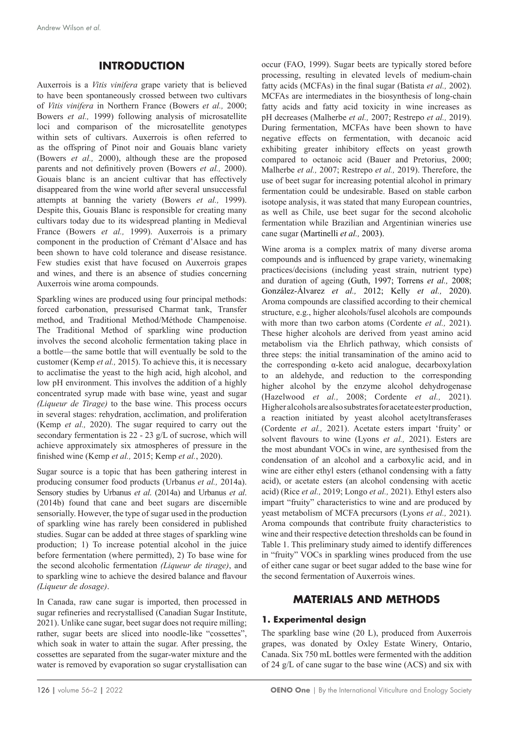## INTRODUCTION

Auxerrois is a *Vitis vinifera* grape variety that is believed to have been spontaneously crossed between two cultivars of *Vitis vinifera* in Northern France (Bowers *et al.,* 2000; Bowers *et al.,* 1999) following analysis of microsatellite loci and comparison of the microsatellite genotypes within sets of cultivars. Auxerrois is often referred to as the offspring of Pinot noir and Gouais blanc variety (Bowers *et al.,* 2000), although these are the proposed parents and not definitively proven (Bowers *et al.,* 2000). Gouais blanc is an ancient cultivar that has effectively disappeared from the wine world after several unsuccessful attempts at banning the variety (Bowers *et al.,* 1999). Despite this, Gouais Blanc is responsible for creating many cultivars today due to its widespread planting in Medieval France (Bowers *et al.,* 1999). Auxerrois is a primary component in the production of Crémant d'Alsace and has been shown to have cold tolerance and disease resistance. Few studies exist that have focused on Auxerrois grapes and wines, and there is an absence of studies concerning Auxerrois wine aroma compounds.

Sparkling wines are produced using four principal methods: forced carbonation, pressurised Charmat tank, Transfer method, and Traditional Method/Méthode Champenoise. The Traditional Method of sparkling wine production involves the second alcoholic fermentation taking place in a bottle—the same bottle that will eventually be sold to the customer (Kemp *et al.,* 2015). To achieve this, it is necessary to acclimatise the yeast to the high acid, high alcohol, and low pH environment. This involves the addition of a highly concentrated syrup made with base wine, yeast and sugar *(Liqueur de Tirage)* to the base wine. This process occurs in several stages: rehydration, acclimation, and proliferation (Kemp *et al.,* 2020). The sugar required to carry out the secondary fermentation is 22 - 23 g/L of sucrose, which will achieve approximately six atmospheres of pressure in the finished wine (Kemp *et al.,* 2015; Kemp *et al.*, 2020).

Sugar source is a topic that has been gathering interest in producing consumer food products (Urbanus *et al.,* 2014a). Sensory studies by Urbanus *et al.* (2014a) and Urbanus *et al.* (2014b) found that cane and beet sugars are discernible sensorially. However, the type of sugar used in the production of sparkling wine has rarely been considered in published studies. Sugar can be added at three stages of sparkling wine production; 1) To increase potential alcohol in the juice before fermentation (where permitted), 2) To base wine for the second alcoholic fermentation *(Liqueur de tirage)*, and to sparkling wine to achieve the desired balance and flavour *(Liqueur de dosage)*.

In Canada, raw cane sugar is imported, then processed in sugar refineries and recrystallised (Canadian Sugar Institute, 2021). Unlike cane sugar, beet sugar does not require milling; rather, sugar beets are sliced into noodle-like "cossettes", which soak in water to attain the sugar. After pressing, the cossettes are separated from the sugar-water mixture and the water is removed by evaporation so sugar crystallisation can occur (FAO, 1999). Sugar beets are typically stored before processing, resulting in elevated levels of medium-chain fatty acids (MCFAs) in the final sugar (Batista *et al.,* 2002). MCFAs are intermediates in the biosynthesis of long-chain fatty acids and fatty acid toxicity in wine increases as pH decreases (Malherbe *et al.,* 2007; Restrepo *et al.,* 2019). During fermentation, MCFAs have been shown to have negative effects on fermentation, with decanoic acid exhibiting greater inhibitory effects on yeast growth compared to octanoic acid (Bauer and Pretorius, 2000; Malherbe *et al.,* 2007; Restrepo *et al.,* 2019). Therefore, the use of beet sugar for increasing potential alcohol in primary fermentation could be undesirable. Based on stable carbon isotope analysis, it was stated that many European countries, as well as Chile, use beet sugar for the second alcoholic fermentation while Brazilian and Argentinian wineries use cane sugar (Martinelli *et al.,* 2003).

Wine aroma is a complex matrix of many diverse aroma compounds and is influenced by grape variety, winemaking practices/decisions (including yeast strain, nutrient type) and duration of ageing (Guth, 1997; Torrens *et al.,* 2008; González-Álvarez *et al.,* 2012; Kelly *et al.,* 2020). Aroma compounds are classified according to their chemical structure, e.g., higher alcohols/fusel alcohols are compounds with more than two carbon atoms (Cordente *et al.,* 2021). These higher alcohols are derived from yeast amino acid metabolism via the Ehrlich pathway, which consists of three steps: the initial transamination of the amino acid to the corresponding α-keto acid analogue, decarboxylation to an aldehyde, and reduction to the corresponding higher alcohol by the enzyme alcohol dehydrogenase (Hazelwood *et al.,* 2008; Cordente *et al.,* 2021). Higher alcohols are also substrates for acetate ester production, a reaction initiated by yeast alcohol acetyltransferases (Cordente *et al.,* 2021). Acetate esters impart 'fruity' or solvent flavours to wine (Lyons *et al.,* 2021). Esters are the most abundant VOCs in wine, are synthesised from the condensation of an alcohol and a carboxylic acid, and in wine are either ethyl esters (ethanol condensing with a fatty acid), or acetate esters (an alcohol condensing with acetic acid) (Rice *et al.,* 2019; Longo *et al.,* 2021). Ethyl esters also impart "fruity" characteristics to wine and are produced by yeast metabolism of MCFA precursors (Lyons *et al.,* 2021). Aroma compounds that contribute fruity characteristics to wine and their respective detection thresholds can be found in Table 1. This preliminary study aimed to identify differences in "fruity" VOCs in sparkling wines produced from the use of either cane sugar or beet sugar added to the base wine for the second fermentation of Auxerrois wines.

## MATERIALS AND METHODS

### 1. Experimental design

The sparkling base wine (20 L), produced from Auxerrois grapes, was donated by Oxley Estate Winery, Ontario, Canada. Six 750 mL bottles were fermented with the addition of 24 g/L of cane sugar to the base wine (ACS) and six with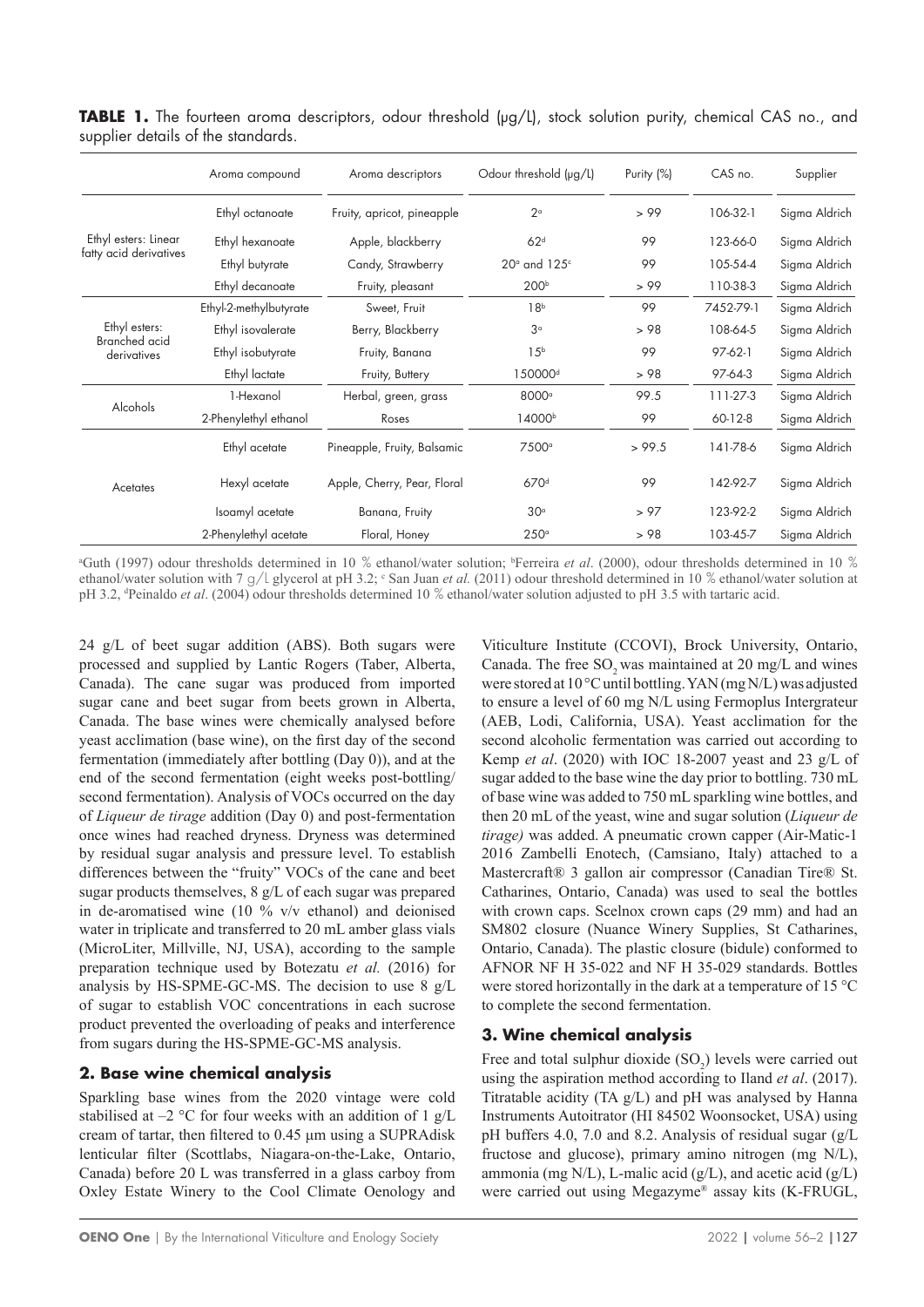**TABLE 1.** The fourteen aroma descriptors, odour threshold (μg/L), stock solution purity, chemical CAS no., and supplier details of the standards.

| | Aroma compound | Aroma descriptors | Odour threshold (μg/L) | Purity (%) | CAS no. | Supplier |
|---|---|---|---|---|---|---|
| Ethyl esters: Linear fatty acid derivatives | Ethyl octanoate | Fruity, apricot, pineapple | 2[a] | > 99 | 106-32-1 | Sigma Aldrich |
| | Ethyl hexanoate | Apple, blackberry | 62[d] | 99 | 123-66-0 | Sigma Aldrich |
| | Ethyl butyrate | Candy, Strawberry | 20[a] and 125[c] | 99 | 105-54-4 | Sigma Aldrich |
| | Ethyl decanoate | Fruity, pleasant | 200[b] | > 99 | 110-38-3 | Sigma Aldrich |
| Ethyl esters: Branched acid derivatives | Ethyl-2-methylbutyrate | Sweet, Fruit | 18[b] | 99 | 7452-79-1 | Sigma Aldrich |
| | Ethyl isovalerate | Berry, Blackberry | 3[a] | > 98 | 108-64-5 | Sigma Aldrich |
| | Ethyl isobutyrate | Fruity, Banana | 15[b] | 99 | 97-62-1 | Sigma Aldrich |
| | Ethyl lactate | Fruity, Buttery | 150000[d] | > 98 | 97-64-3 | Sigma Aldrich |
| Alcohols | 1-Hexanol | Herbal, green, grass | 8000[a] | 99.5 | 111-27-3 | Sigma Aldrich |
| | 2-Phenylethyl ethanol | Roses | 14000[b] | 99 | 60-12-8 | Sigma Aldrich |
| Acetates | Ethyl acetate | Pineapple, Fruity, Balsamic | 7500[a] | > 99.5 | 141-78-6 | Sigma Aldrich |
| | Hexyl acetate | Apple, Cherry, Pear, Floral | 670[d] | 99 | 142-92-7 | Sigma Aldrich |
| | Isoamyl acetate | Banana, Fruity | 30[a] | > 97 | 123-92-2 | Sigma Aldrich |
| | 2-Phenylethyl acetate | Floral, Honey | 250[a] | > 98 | 103-45-7 | Sigma Aldrich |

[a]Guth (1997) odour thresholds determined in 10 % ethanol/water solution; [b]Ferreira *et al*. (2000), odour thresholds determined in 10 % ethanol/water solution with 7 g/L glycerol at pH 3.2; [c] San Juan *et al.* (2011) odour threshold determined in 10 % ethanol/water solution at pH 3.2, [d]Peinaldo *et al*. (2004) odour thresholds determined 10 % ethanol/water solution adjusted to pH 3.5 with tartaric acid.

24 g/L of beet sugar addition (ABS). Both sugars were processed and supplied by Lantic Rogers (Taber, Alberta, Canada). The cane sugar was produced from imported sugar cane and beet sugar from beets grown in Alberta, Canada. The base wines were chemically analysed before yeast acclimation (base wine), on the first day of the second fermentation (immediately after bottling (Day 0)), and at the end of the second fermentation (eight weeks post-bottling/second fermentation). Analysis of VOCs occurred on the day of *Liqueur de tirage* addition (Day 0) and post-fermentation once wines had reached dryness. Dryness was determined by residual sugar analysis and pressure level. To establish differences between the "fruity" VOCs of the cane and beet sugar products themselves, 8 g/L of each sugar was prepared in de-aromatised wine (10 % v/v ethanol) and deionised water in triplicate and transferred to 20 mL amber glass vials (MicroLiter, Millville, NJ, USA), according to the sample preparation technique used by Botezatu *et al.* (2016) for analysis by HS-SPME-GC-MS. The decision to use 8 g/L of sugar to establish VOC concentrations in each sucrose product prevented the overloading of peaks and interference from sugars during the HS-SPME-GC-MS analysis.

## 2. Base wine chemical analysis

Sparkling base wines from the 2020 vintage were cold stabilised at –2 °C for four weeks with an addition of 1 g/L cream of tartar, then filtered to 0.45 µm using a SUPRAdisk lenticular filter (Scottlabs, Niagara-on-the-Lake, Ontario, Canada) before 20 L was transferred in a glass carboy from Oxley Estate Winery to the Cool Climate Oenology and Viticulture Institute (CCOVI), Brock University, Ontario, Canada. The free $SO_2$ was maintained at 20 mg/L and wines were stored at 10 °C until bottling. YAN (mg N/L) was adjusted to ensure a level of 60 mg N/L using Fermoplus Intergrateur (AEB, Lodi, California, USA). Yeast acclimation for the second alcoholic fermentation was carried out according to Kemp *et al*. (2020) with IOC 18-2007 yeast and 23 g/L of sugar added to the base wine the day prior to bottling. 730 mL of base wine was added to 750 mL sparkling wine bottles, and then 20 mL of the yeast, wine and sugar solution (*Liqueur de tirage)* was added. A pneumatic crown capper (Air-Matic-1 2016 Zambelli Enotech, (Camsiano, Italy) attached to a Mastercraft® 3 gallon air compressor (Canadian Tire® St. Catharines, Ontario, Canada) was used to seal the bottles with crown caps. Scelnox crown caps (29 mm) and had an SM802 closure (Nuance Winery Supplies, St Catharines, Ontario, Canada). The plastic closure (bidule) conformed to AFNOR NF H 35-022 and NF H 35-029 standards. Bottles were stored horizontally in the dark at a temperature of 15 °C to complete the second fermentation.

## 3. Wine chemical analysis

Free and total sulphur dioxide ($SO_2$) levels were carried out using the aspiration method according to Iland *et al*. (2017). Titratable acidity (TA g/L) and pH was analysed by Hanna Instruments Autoitrator (HI 84502 Woonsocket, USA) using pH buffers 4.0, 7.0 and 8.2. Analysis of residual sugar (g/L fructose and glucose), primary amino nitrogen (mg N/L), ammonia (mg N/L), L-malic acid (g/L), and acetic acid (g/L) were carried out using Megazyme® assay kits (K-FRUGL,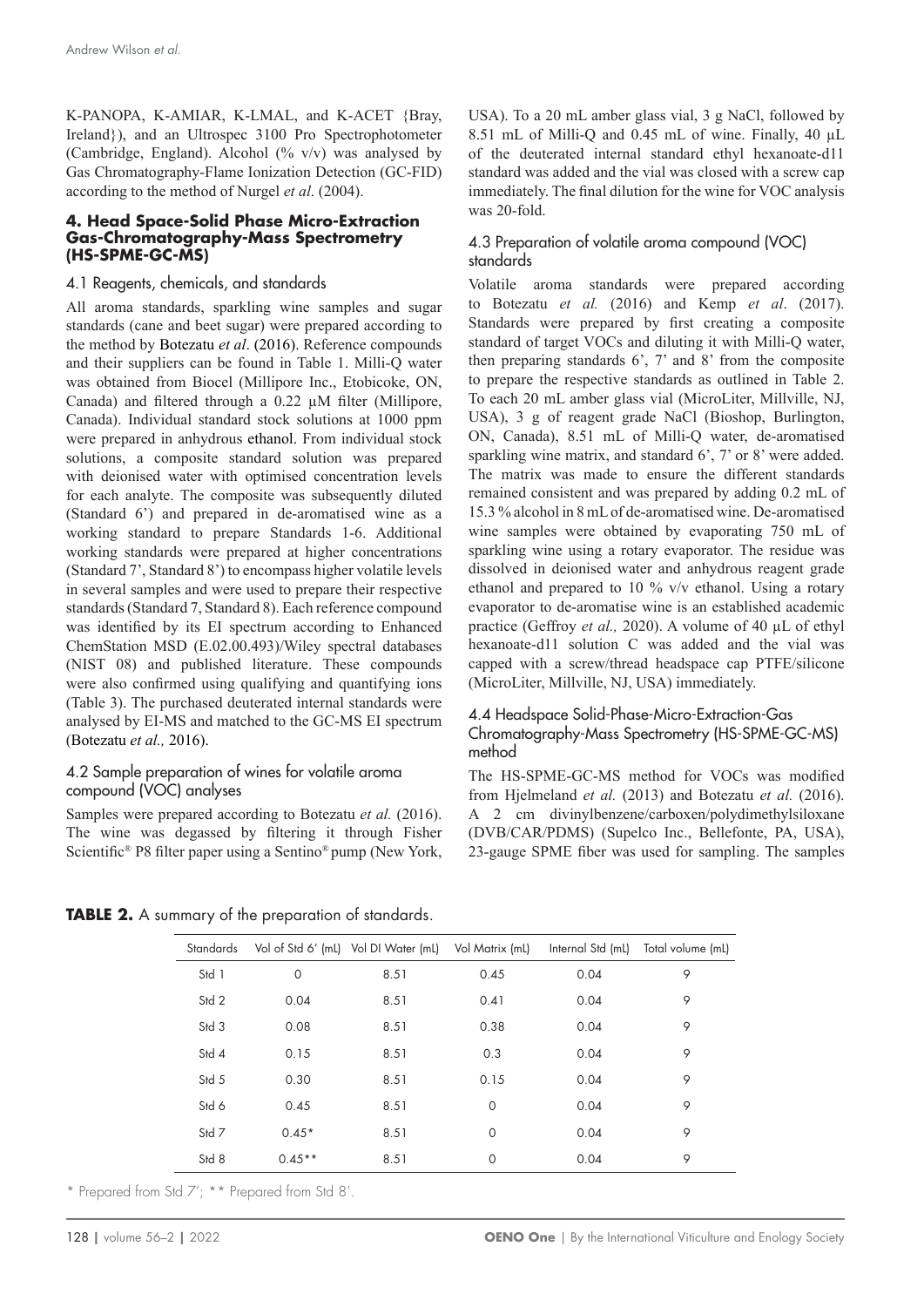K-PANOPA, K-AMIAR, K-LMAL, and K-ACET {Bray, Ireland}), and an Ultrospec 3100 Pro Spectrophotometer (Cambridge, England). Alcohol (% v/v) was analysed by Gas Chromatography-Flame Ionization Detection (GC-FID) according to the method of Nurgel *et al*. (2004).

## 4. Head Space-Solid Phase Micro-Extraction Gas-Chromatography-Mass Spectrometry (HS-SPME-GC-MS)

### 4.1 Reagents, chemicals, and standards

All aroma standards, sparkling wine samples and sugar standards (cane and beet sugar) were prepared according to the method by Botezatu *et al*. (2016). Reference compounds and their suppliers can be found in Table 1. Milli-Q water was obtained from Biocel (Millipore Inc., Etobicoke, ON, Canada) and filtered through a 0.22 µM filter (Millipore, Canada). Individual standard stock solutions at 1000 ppm were prepared in anhydrous ethanol. From individual stock solutions, a composite standard solution was prepared with deionised water with optimised concentration levels for each analyte. The composite was subsequently diluted (Standard 6') and prepared in de-aromatised wine as a working standard to prepare Standards 1-6. Additional working standards were prepared at higher concentrations (Standard 7', Standard 8') to encompass higher volatile levels in several samples and were used to prepare their respective standards (Standard 7, Standard 8). Each reference compound was identified by its EI spectrum according to Enhanced ChemStation MSD (E.02.00.493)/Wiley spectral databases (NIST 08) and published literature. These compounds were also confirmed using qualifying and quantifying ions (Table 3). The purchased deuterated internal standards were analysed by EI-MS and matched to the GC-MS EI spectrum (Botezatu *et al.,* 2016).

### 4.2 Sample preparation of wines for volatile aroma compound (VOC) analyses

Samples were prepared according to Botezatu *et al.* (2016). The wine was degassed by filtering it through Fisher Scientific® P8 filter paper using a Sentino® pump (New York, USA). To a 20 mL amber glass vial, 3 g NaCl, followed by 8.51 mL of Milli-Q and 0.45 mL of wine. Finally, 40 µL of the deuterated internal standard ethyl hexanoate-d11 standard was added and the vial was closed with a screw cap immediately. The final dilution for the wine for VOC analysis was 20-fold.

### 4.3 Preparation of volatile aroma compound (VOC) standards

Volatile aroma standards were prepared according to Botezatu *et al.* (2016) and Kemp *et al*. (2017). Standards were prepared by first creating a composite standard of target VOCs and diluting it with Milli-Q water, then preparing standards 6', 7' and 8' from the composite to prepare the respective standards as outlined in Table 2. To each 20 mL amber glass vial (MicroLiter, Millville, NJ, USA), 3 g of reagent grade NaCl (Bioshop, Burlington, ON, Canada), 8.51 mL of Milli-Q water, de-aromatised sparkling wine matrix, and standard 6', 7' or 8' were added. The matrix was made to ensure the different standards remained consistent and was prepared by adding 0.2 mL of 15.3 % alcohol in 8 mL of de-aromatised wine. De-aromatised wine samples were obtained by evaporating 750 mL of sparkling wine using a rotary evaporator. The residue was dissolved in deionised water and anhydrous reagent grade ethanol and prepared to 10 % v/v ethanol. Using a rotary evaporator to de-aromatise wine is an established academic practice (Geffroy *et al.,* 2020). A volume of 40 µL of ethyl hexanoate-d11 solution C was added and the vial was capped with a screw/thread headspace cap PTFE/silicone (MicroLiter, Millville, NJ, USA) immediately.

### 4.4 Headspace Solid-Phase-Micro-Extraction-Gas Chromatography-Mass Spectrometry (HS-SPME-GC-MS) method

The HS-SPME-GC-MS method for VOCs was modified from Hjelmeland *et al.* (2013) and Botezatu *et al.* (2016). A 2 cm divinylbenzene/carboxen/polydimethylsiloxane (DVB/CAR/PDMS) (Supelco Inc., Bellefonte, PA, USA), 23-gauge SPME fiber was used for sampling. The samples

**TABLE 2.** A summary of the preparation of standards.

| Standards | Vol of Std 6' (mL) | Vol DI Water (mL) | Vol Matrix (mL) | Internal Std (mL) | Total volume (mL) |
|---|---|---|---|---|---|
| Std 1 | 0 | 8.51 | 0.45 | 0.04 | 9 |
| Std 2 | 0.04 | 8.51 | 0.41 | 0.04 | 9 |
| Std 3 | 0.08 | 8.51 | 0.38 | 0.04 | 9 |
| Std 4 | 0.15 | 8.51 | 0.3 | 0.04 | 9 |
| Std 5 | 0.30 | 8.51 | 0.15 | 0.04 | 9 |
| Std 6 | 0.45 | 8.51 | 0 | 0.04 | 9 |
| Std 7 | 0.45* | 8.51 | 0 | 0.04 | 9 |
| Std 8 | 0.45** | 8.51 | 0 | 0.04 | 9 |

* Prepared from Std 7'; ** Prepared from Std 8'.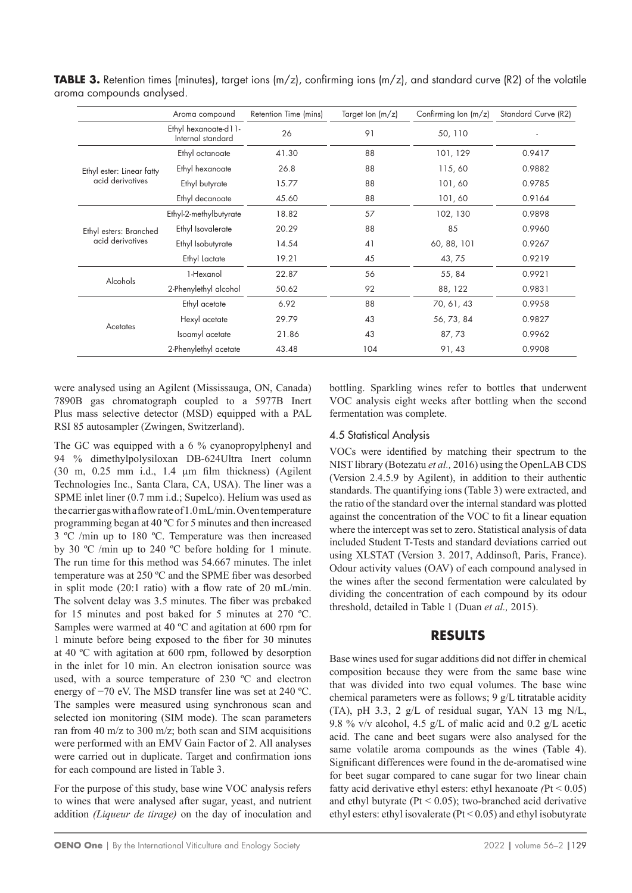**TABLE 3.** Retention times (minutes), target ions (m/z), confirming ions (m/z), and standard curve (R2) of the volatile aroma compounds analysed.

| | Aroma compound | Retention Time (mins) | Target Ion (m/z) | Confirming Ion (m/z) | Standard Curve (R2) |
|---|---|---|---|---|---|
| | Ethyl hexanoate-d11- Internal standard | 26 | 91 | 50, 110 | - |
| Ethyl ester: Linear fatty acid derivatives | Ethyl octanoate | 41.30 | 88 | 101, 129 | 0.9417 |
| | Ethyl hexanoate | 26.8 | 88 | 115, 60 | 0.9882 |
| | Ethyl butyrate | 15.77 | 88 | 101, 60 | 0.9785 |
| | Ethyl decanoate | 45.60 | 88 | 101, 60 | 0.9164 |
| Ethyl esters: Branched acid derivatives | Ethyl-2-methylbutyrate | 18.82 | 57 | 102, 130 | 0.9898 |
| | Ethyl Isovalerate | 20.29 | 88 | 85 | 0.9960 |
| | Ethyl Isobutyrate | 14.54 | 41 | 60, 88, 101 | 0.9267 |
| | Ethyl Lactate | 19.21 | 45 | 43, 75 | 0.9219 |
| Alcohols | 1-Hexanol | 22.87 | 56 | 55, 84 | 0.9921 |
| | 2-Phenylethyl alcohol | 50.62 | 92 | 88, 122 | 0.9831 |
| Acetates | Ethyl acetate | 6.92 | 88 | 70, 61, 43 | 0.9958 |
| | Hexyl acetate | 29.79 | 43 | 56, 73, 84 | 0.9827 |
| | Isoamyl acetate | 21.86 | 43 | 87, 73 | 0.9962 |
| | 2-Phenylethyl acetate | 43.48 | 104 | 91, 43 | 0.9908 |

were analysed using an Agilent (Mississauga, ON, Canada) 7890B gas chromatograph coupled to a 5977B Inert Plus mass selective detector (MSD) equipped with a PAL RSI 85 autosampler (Zwingen, Switzerland).

The GC was equipped with a 6 % cyanopropylphenyl and 94 % dimethylpolysiloxan DB-624Ultra Inert column (30 m, 0.25 mm i.d., 1.4 µm film thickness) (Agilent Technologies Inc., Santa Clara, CA, USA). The liner was a SPME inlet liner (0.7 mm i.d.; Supelco). Helium was used as the carrier gas with a flow rate of 1.0 mL/min. Oven temperature programming began at 40 ºC for 5 minutes and then increased 3 ºC /min up to 180 ºC. Temperature was then increased by 30 ºC /min up to 240 ºC before holding for 1 minute. The run time for this method was 54.667 minutes. The inlet temperature was at 250 ºC and the SPME fiber was desorbed in split mode (20:1 ratio) with a flow rate of 20 mL/min. The solvent delay was 3.5 minutes. The fiber was prebaked for 15 minutes and post baked for 5 minutes at 270 ºC. Samples were warmed at 40 ºC and agitation at 600 rpm for 1 minute before being exposed to the fiber for 30 minutes at 40 ºC with agitation at 600 rpm, followed by desorption in the inlet for 10 min. An electron ionisation source was used, with a source temperature of 230 ºC and electron energy of −70 eV. The MSD transfer line was set at 240 ºC. The samples were measured using synchronous scan and selected ion monitoring (SIM mode). The scan parameters ran from 40 m/z to 300 m/z; both scan and SIM acquisitions were performed with an EMV Gain Factor of 2. All analyses were carried out in duplicate. Target and confirmation ions for each compound are listed in Table 3.

For the purpose of this study, base wine VOC analysis refers to wines that were analysed after sugar, yeast, and nutrient addition *(Liqueur de tirage)* on the day of inoculation and bottling. Sparkling wines refer to bottles that underwent VOC analysis eight weeks after bottling when the second fermentation was complete.

### 4.5 Statistical Analysis

VOCs were identified by matching their spectrum to the NIST library (Botezatu *et al.,* 2016) using the OpenLAB CDS (Version 2.4.5.9 by Agilent), in addition to their authentic standards. The quantifying ions (Table 3) were extracted, and the ratio of the standard over the internal standard was plotted against the concentration of the VOC to fit a linear equation where the intercept was set to zero. Statistical analysis of data included Student T-Tests and standard deviations carried out using XLSTAT (Version 3. 2017, Addinsoft, Paris, France). Odour activity values (OAV) of each compound analysed in the wines after the second fermentation were calculated by dividing the concentration of each compound by its odour threshold, detailed in Table 1 (Duan *et al.,* 2015).

## RESULTS

Base wines used for sugar additions did not differ in chemical composition because they were from the same base wine that was divided into two equal volumes. The base wine chemical parameters were as follows; 9 g/L titratable acidity (TA), pH 3.3, 2 g/L of residual sugar, YAN 13 mg N/L, 9.8 % v/v alcohol, 4.5 g/L of malic acid and 0.2 g/L acetic acid. The cane and beet sugars were also analysed for the same volatile aroma compounds as the wines (Table 4). Significant differences were found in the de-aromatised wine for beet sugar compared to cane sugar for two linear chain fatty acid derivative ethyl esters: ethyl hexanoate *(*Pt < 0.05) and ethyl butyrate (Pt < 0.05); two-branched acid derivative ethyl esters: ethyl isovalerate (Pt < 0.05) and ethyl isobutyrate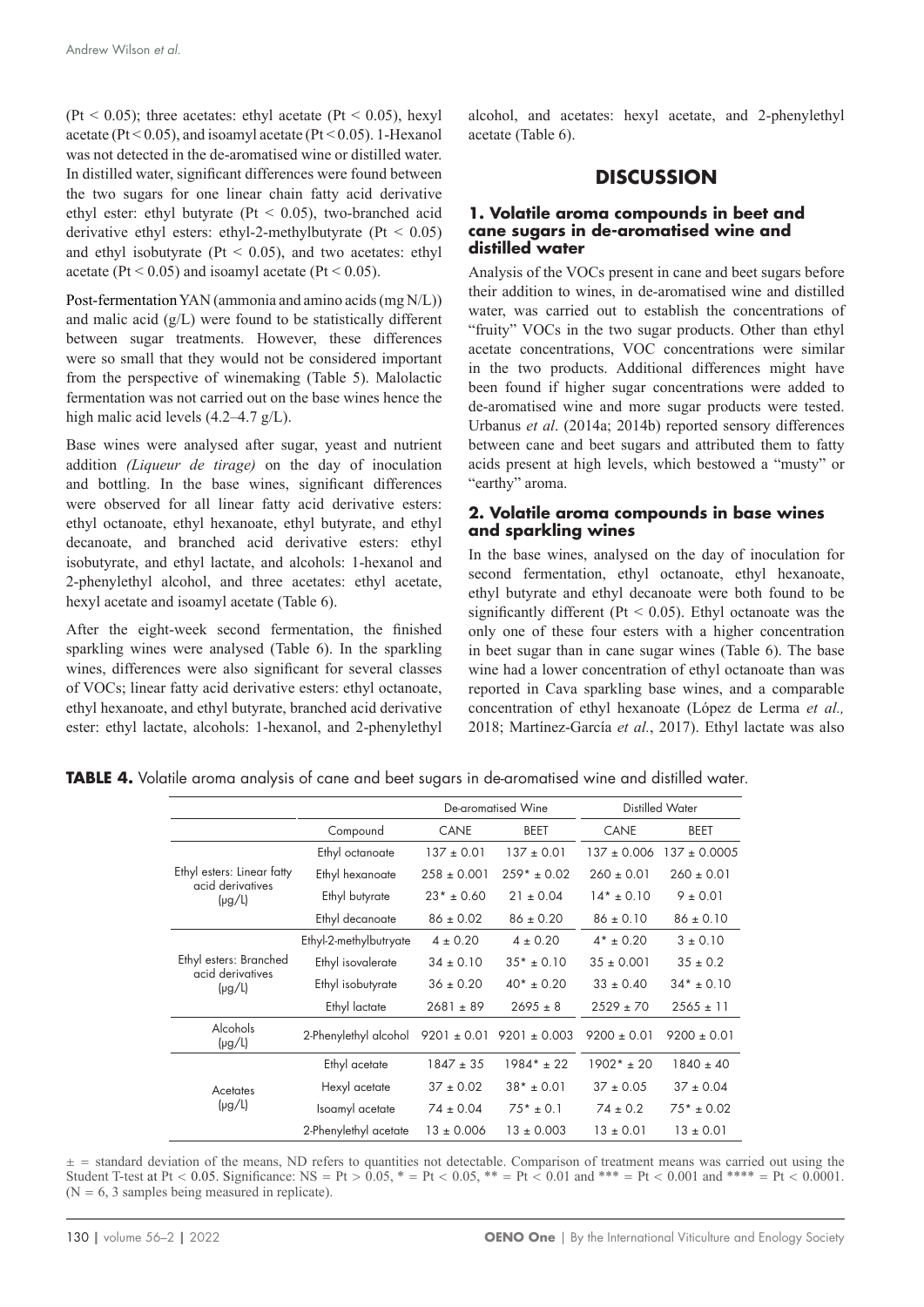(Pt < 0.05); three acetates: ethyl acetate (Pt < 0.05), hexyl acetate (Pt < 0.05), and isoamyl acetate (Pt < 0.05). 1-Hexanol was not detected in the de-aromatised wine or distilled water. In distilled water, significant differences were found between the two sugars for one linear chain fatty acid derivative ethyl ester: ethyl butyrate (Pt < 0.05), two-branched acid derivative ethyl esters: ethyl-2-methylbutyrate (Pt < 0.05) and ethyl isobutyrate (Pt < 0.05), and two acetates: ethyl acetate (Pt < 0.05) and isoamyl acetate (Pt < 0.05).

Post-fermentation YAN (ammonia and amino acids (mg N/L)) and malic acid (g/L) were found to be statistically different between sugar treatments. However, these differences were so small that they would not be considered important from the perspective of winemaking (Table 5). Malolactic fermentation was not carried out on the base wines hence the high malic acid levels (4.2–4.7 g/L).

Base wines were analysed after sugar, yeast and nutrient addition *(Liqueur de tirage)* on the day of inoculation and bottling. In the base wines, significant differences were observed for all linear fatty acid derivative esters: ethyl octanoate, ethyl hexanoate, ethyl butyrate, and ethyl decanoate, and branched acid derivative esters: ethyl isobutyrate, and ethyl lactate, and alcohols: 1-hexanol and 2-phenylethyl alcohol, and three acetates: ethyl acetate, hexyl acetate and isoamyl acetate (Table 6).

After the eight-week second fermentation, the finished sparkling wines were analysed (Table 6). In the sparkling wines, differences were also significant for several classes of VOCs; linear fatty acid derivative esters: ethyl octanoate, ethyl hexanoate, and ethyl butyrate, branched acid derivative ester: ethyl lactate, alcohols: 1-hexanol, and 2-phenylethyl alcohol, and acetates: hexyl acetate, and 2-phenylethyl acetate (Table 6).

## DISCUSSION

### 1. Volatile aroma compounds in beet and cane sugars in de-aromatised wine and distilled water

Analysis of the VOCs present in cane and beet sugars before their addition to wines, in de-aromatised wine and distilled water, was carried out to establish the concentrations of "fruity" VOCs in the two sugar products. Other than ethyl acetate concentrations, VOC concentrations were similar in the two products. Additional differences might have been found if higher sugar concentrations were added to de-aromatised wine and more sugar products were tested. Urbanus *et al*. (2014a; 2014b) reported sensory differences between cane and beet sugars and attributed them to fatty acids present at high levels, which bestowed a "musty" or "earthy" aroma.

### 2. Volatile aroma compounds in base wines and sparkling wines

In the base wines, analysed on the day of inoculation for second fermentation, ethyl octanoate, ethyl hexanoate, ethyl butyrate and ethyl decanoate were both found to be significantly different (Pt < 0.05). Ethyl octanoate was the only one of these four esters with a higher concentration in beet sugar than in cane sugar wines (Table 6). The base wine had a lower concentration of ethyl octanoate than was reported in Cava sparkling base wines, and a comparable concentration of ethyl hexanoate (López de Lerma *et al.,* 2018; Martínez-García *et al.*, 2017). Ethyl lactate was also

**TABLE 4.** Volatile aroma analysis of cane and beet sugars in de-aromatised wine and distilled water.

| | | De-aromatised Wine | | Distilled Water | |
|---|---|---|---|---|---|
| | Compound | CANE | BEET | CANE | BEET |
| Ethyl esters: Linear fatty acid derivatives (µg/L) | Ethyl octanoate | 137 ± 0.01 | 137 ± 0.01 | 137 ± 0.006 | 137 ± 0.0005 |
| | Ethyl hexanoate | 258 ± 0.001 | 259* ± 0.02 | 260 ± 0.01 | 260 ± 0.01 |
| | Ethyl butyrate | 23* ± 0.60 | 21 ± 0.04 | 14* ± 0.10 | 9 ± 0.01 |
| | Ethyl decanoate | 86 ± 0.02 | 86 ± 0.20 | 86 ± 0.10 | 86 ± 0.10 |
| Ethyl esters: Branched acid derivatives (µg/L) | Ethyl-2-methylbutyrate | 4 ± 0.20 | 4 ± 0.20 | 4* ± 0.20 | 3 ± 0.10 |
| | Ethyl isovalerate | 34 ± 0.10 | 35* ± 0.10 | 35 ± 0.001 | 35 ± 0.2 |
| | Ethyl isobutyrate | 36 ± 0.20 | 40* ± 0.20 | 33 ± 0.40 | 34* ± 0.10 |
| | Ethyl lactate | 2681 ± 89 | 2695 ± 8 | 2529 ± 70 | 2565 ± 11 |
| Alcohols (µg/L) | 2-Phenylethyl alcohol | 9201 ± 0.01 | 9201 ± 0.003 | 9200 ± 0.01 | 9200 ± 0.01 |
| Acetates (µg/L) | Ethyl acetate | 1847 ± 35 | 1984* ± 22 | 1902* ± 20 | 1840 ± 40 |
| | Hexyl acetate | 37 ± 0.02 | 38* ± 0.01 | 37 ± 0.05 | 37 ± 0.04 |
| | Isoamyl acetate | 74 ± 0.04 | 75* ± 0.1 | 74 ± 0.2 | 75* ± 0.02 |
| | 2-Phenylethyl acetate | 13 ± 0.006 | 13 ± 0.003 | 13 ± 0.01 | 13 ± 0.01 |

± = standard deviation of the means, ND refers to quantities not detectable. Comparison of treatment means was carried out using the Student T-test at Pt < 0.05. Significance: NS = Pt > 0.05, * = Pt < 0.05, ** = Pt < 0.01 and *** = Pt < 0.001 and **** = Pt < 0.0001. (N = 6, 3 samples being measured in replicate).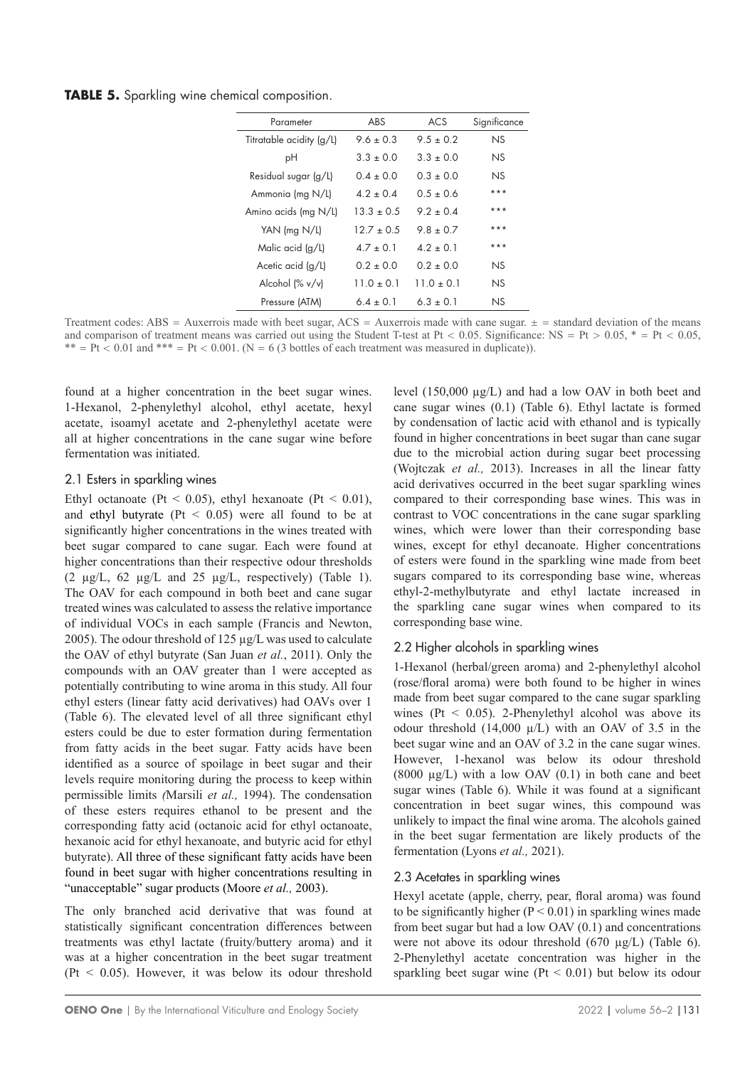**TABLE 5.** Sparkling wine chemical composition.

| Parameter | ABS | ACS | Significance |
|---|---|---|---|
| Titratable acidity (g/L) | 9.6 ± 0.3 | 9.5 ± 0.2 | NS |
| pH | 3.3 ± 0.0 | 3.3 ± 0.0 | NS |
| Residual sugar (g/L) | 0.4 ± 0.0 | 0.3 ± 0.0 | NS |
| Ammonia (mg N/L) | 4.2 ± 0.4 | 0.5 ± 0.6 | *** |
| Amino acids (mg N/L) | 13.3 ± 0.5 | 9.2 ± 0.4 | *** |
| YAN (mg N/L) | 12.7 ± 0.5 | 9.8 ± 0.7 | *** |
| Malic acid (g/L) | 4.7 ± 0.1 | 4.2 ± 0.1 | *** |
| Acetic acid (g/L) | 0.2 ± 0.0 | 0.2 ± 0.0 | NS |
| Alcohol (% v/v) | 11.0 ± 0.1 | 11.0 ± 0.1 | NS |
| Pressure (ATM) | 6.4 ± 0.1 | 6.3 ± 0.1 | NS |

Treatment codes: ABS = Auxerrois made with beet sugar, ACS = Auxerrois made with cane sugar. ± = standard deviation of the means and comparison of treatment means was carried out using the Student T-test at Pt < 0.05. Significance: NS = Pt > 0.05, * = Pt < 0.05, ** = Pt < 0.01 and *** = Pt < 0.001. (N = 6 (3 bottles of each treatment was measured in duplicate)).

found at a higher concentration in the beet sugar wines. 1-Hexanol, 2-phenylethyl alcohol, ethyl acetate, hexyl acetate, isoamyl acetate and 2-phenylethyl acetate were all at higher concentrations in the cane sugar wine before fermentation was initiated.

## 2.1 Esters in sparkling wines

Ethyl octanoate (Pt < 0.05), ethyl hexanoate (Pt < 0.01), and ethyl butyrate (Pt < 0.05) were all found to be at significantly higher concentrations in the wines treated with beet sugar compared to cane sugar. Each were found at higher concentrations than their respective odour thresholds (2 µg/L, 62 µg/L and 25 µg/L, respectively) (Table 1). The OAV for each compound in both beet and cane sugar treated wines was calculated to assess the relative importance of individual VOCs in each sample (Francis and Newton, 2005). The odour threshold of 125 µg/L was used to calculate the OAV of ethyl butyrate (San Juan *et al.*, 2011). Only the compounds with an OAV greater than 1 were accepted as potentially contributing to wine aroma in this study. All four ethyl esters (linear fatty acid derivatives) had OAVs over 1 (Table 6). The elevated level of all three significant ethyl esters could be due to ester formation during fermentation from fatty acids in the beet sugar. Fatty acids have been identified as a source of spoilage in beet sugar and their levels require monitoring during the process to keep within permissible limits (Marsili *et al.,* 1994). The condensation of these esters requires ethanol to be present and the corresponding fatty acid (octanoic acid for ethyl octanoate, hexanoic acid for ethyl hexanoate, and butyric acid for ethyl butyrate). All three of these significant fatty acids have been found in beet sugar with higher concentrations resulting in "unacceptable" sugar products (Moore *et al.,* 2003).

The only branched acid derivative that was found at statistically significant concentration differences between treatments was ethyl lactate (fruity/buttery aroma) and it was at a higher concentration in the beet sugar treatment (Pt < 0.05). However, it was below its odour threshold level (150,000 µg/L) and had a low OAV in both beet and cane sugar wines (0.1) (Table 6). Ethyl lactate is formed by condensation of lactic acid with ethanol and is typically found in higher concentrations in beet sugar than cane sugar due to the microbial action during sugar beet processing (Wojtczak *et al.,* 2013). Increases in all the linear fatty acid derivatives occurred in the beet sugar sparkling wines compared to their corresponding base wines. This was in contrast to VOC concentrations in the cane sugar sparkling wines, which were lower than their corresponding base wines, except for ethyl decanoate. Higher concentrations of esters were found in the sparkling wine made from beet sugars compared to its corresponding base wine, whereas ethyl-2-methylbutyrate and ethyl lactate increased in the sparkling cane sugar wines when compared to its corresponding base wine.

## 2.2 Higher alcohols in sparkling wines

1-Hexanol (herbal/green aroma) and 2-phenylethyl alcohol (rose/floral aroma) were both found to be higher in wines made from beet sugar compared to the cane sugar sparkling wines (Pt < 0.05). 2-Phenylethyl alcohol was above its odour threshold (14,000 µ/L) with an OAV of 3.5 in the beet sugar wine and an OAV of 3.2 in the cane sugar wines. However, 1-hexanol was below its odour threshold (8000 µg/L) with a low OAV (0.1) in both cane and beet sugar wines (Table 6). While it was found at a significant concentration in beet sugar wines, this compound was unlikely to impact the final wine aroma. The alcohols gained in the beet sugar fermentation are likely products of the fermentation (Lyons *et al.,* 2021).

## 2.3 Acetates in sparkling wines

Hexyl acetate (apple, cherry, pear, floral aroma) was found to be significantly higher (P < 0.01) in sparkling wines made from beet sugar but had a low OAV (0.1) and concentrations were not above its odour threshold (670 µg/L) (Table 6). 2-Phenylethyl acetate concentration was higher in the sparkling beet sugar wine (Pt < 0.01) but below its odour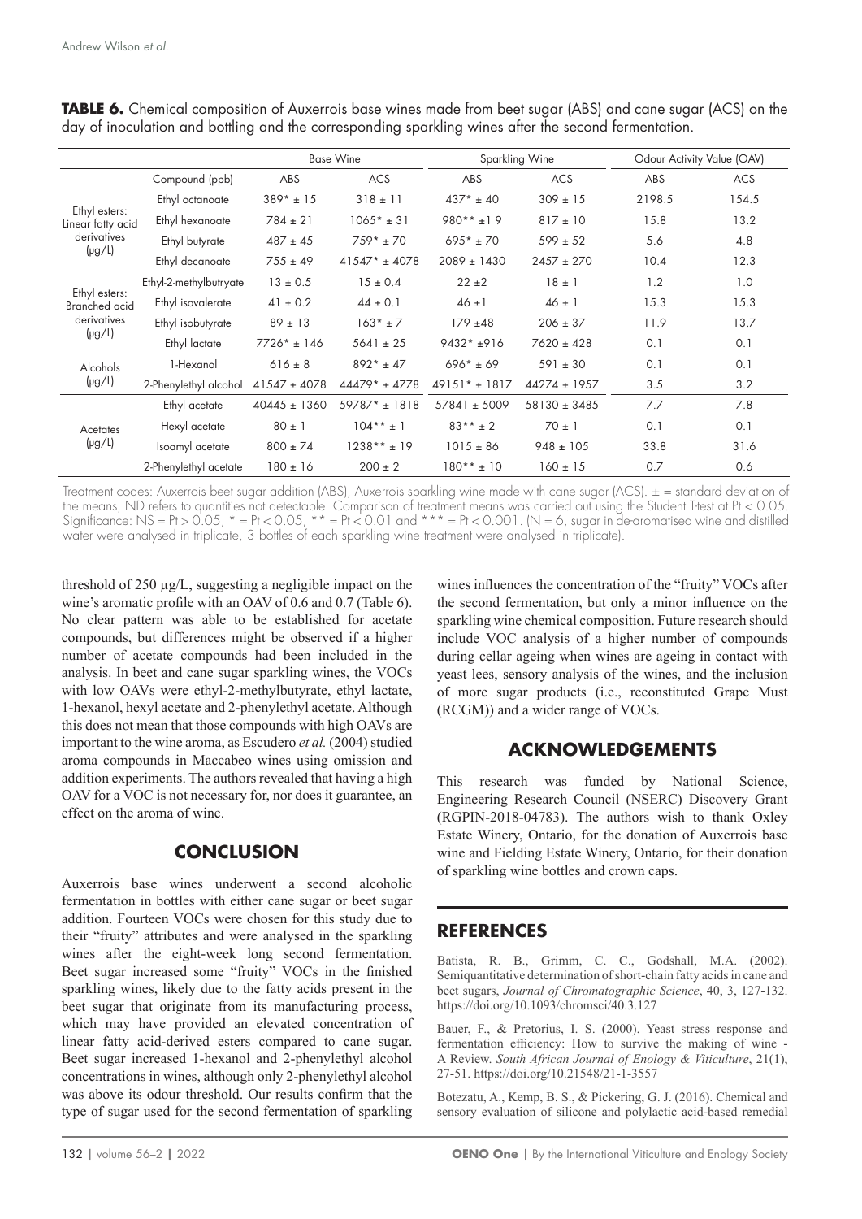**TABLE 6.** Chemical composition of Auxerrois base wines made from beet sugar (ABS) and cane sugar (ACS) on the day of inoculation and bottling and the corresponding sparkling wines after the second fermentation.

| | Compound (ppb) | Base Wine | | Sparkling Wine | | Odour Activity Value (OAV) | |
|---|---|---|---|---|---|---|---|
| | | ABS | ACS | ABS | ACS | ABS | ACS |
| Ethyl esters: Linear fatty acid derivatives (µg/L) | Ethyl octanoate | 389* ± 15 | 318 ± 11 | 437* ± 40 | 309 ± 15 | 2198.5 | 154.5 |
| | Ethyl hexanoate | 784 ± 21 | 1065* ± 31 | 980** ±19 | 817 ± 10 | 15.8 | 13.2 |
| | Ethyl butyrate | 487 ± 45 | 759* ± 70 | 695* ± 70 | 599 ± 52 | 5.6 | 4.8 |
| | Ethyl decanoate | 755 ± 49 | 41547* ± 4078 | 2089 ± 1430 | 2457 ± 270 | 10.4 | 12.3 |
| Ethyl esters: Branched acid derivatives (µg/L) | Ethyl-2-methylbutryate | 13 ± 0.5 | 15 ± 0.4 | 22 ±2 | 18 ± 1 | 1.2 | 1.0 |
| | Ethyl isovalerate | 41 ± 0.2 | 44 ± 0.1 | 46 ±1 | 46 ± 1 | 15.3 | 15.3 |
| | Ethyl isobutyrate | 89 ± 13 | 163* ± 7 | 179 ±48 | 206 ± 37 | 11.9 | 13.7 |
| | Ethyl lactate | 7726* ± 146 | 5641 ± 25 | 9432* ±916 | 7620 ± 428 | 0.1 | 0.1 |
| Alcohols (µg/L) | 1-Hexanol | 616 ± 8 | 892* ± 47 | 696* ± 69 | 591 ± 30 | 0.1 | 0.1 |
| | 2-Phenylethyl alcohol | 41547 ± 4078 | 44479* ± 4778 | 49151* ± 1817 | 44274 ± 1957 | 3.5 | 3.2 |
| Acetates (µg/L) | Ethyl acetate | 40445 ± 1360 | 59787* ± 1818 | 57841 ± 5009 | 58130 ± 3485 | 7.7 | 7.8 |
| | Hexyl acetate | 80 ± 1 | 104** ± 1 | 83** ± 2 | 70 ± 1 | 0.1 | 0.1 |
| | Isoamyl acetate | 800 ± 74 | 1238** ± 19 | 1015 ± 86 | 948 ± 105 | 33.8 | 31.6 |
| | 2-Phenylethyl acetate | 180 ± 16 | 200 ± 2 | 180** ± 10 | 160 ± 15 | 0.7 | 0.6 |

Treatment codes: Auxerrois beet sugar addition (ABS), Auxerrois sparkling wine made with cane sugar (ACS). ± = standard deviation of the means, ND refers to quantities not detectable. Comparison of treatment means was carried out using the Student T-test at Pt < 0.05. Significance: NS = Pt > 0.05, * = Pt < 0.05, ** = Pt < 0.01 and *** = Pt < 0.001. (N = 6, sugar in de-aromatised wine and distilled water were analysed in triplicate, 3 bottles of each sparkling wine treatment were analysed in triplicate).

threshold of 250 µg/L, suggesting a negligible impact on the wine's aromatic profile with an OAV of 0.6 and 0.7 (Table 6). No clear pattern was able to be established for acetate compounds, but differences might be observed if a higher number of acetate compounds had been included in the analysis. In beet and cane sugar sparkling wines, the VOCs with low OAVs were ethyl-2-methylbutyrate, ethyl lactate, 1-hexanol, hexyl acetate and 2-phenylethyl acetate. Although this does not mean that those compounds with high OAVs are important to the wine aroma, as Escudero *et al.* (2004) studied aroma compounds in Maccabeo wines using omission and addition experiments. The authors revealed that having a high OAV for a VOC is not necessary for, nor does it guarantee, an effect on the aroma of wine.

## CONCLUSION

Auxerrois base wines underwent a second alcoholic fermentation in bottles with either cane sugar or beet sugar addition. Fourteen VOCs were chosen for this study due to their "fruity" attributes and were analysed in the sparkling wines after the eight-week long second fermentation. Beet sugar increased some "fruity" VOCs in the finished sparkling wines, likely due to the fatty acids present in the beet sugar that originate from its manufacturing process, which may have provided an elevated concentration of linear fatty acid-derived esters compared to cane sugar. Beet sugar increased 1-hexanol and 2-phenylethyl alcohol concentrations in wines, although only 2-phenylethyl alcohol was above its odour threshold. Our results confirm that the type of sugar used for the second fermentation of sparkling wines influences the concentration of the "fruity" VOCs after the second fermentation, but only a minor influence on the sparkling wine chemical composition. Future research should include VOC analysis of a higher number of compounds during cellar ageing when wines are ageing in contact with yeast lees, sensory analysis of the wines, and the inclusion of more sugar products (i.e., reconstituted Grape Must (RCGM)) and a wider range of VOCs.

## ACKNOWLEDGEMENTS

This research was funded by National Science, Engineering Research Council (NSERC) Discovery Grant (RGPIN-2018-04783). The authors wish to thank Oxley Estate Winery, Ontario, for the donation of Auxerrois base wine and Fielding Estate Winery, Ontario, for their donation of sparkling wine bottles and crown caps.

## REFERENCES

Batista, R. B., Grimm, C. C., Godshall, M.A. (2002). Semiquantitative determination of short-chain fatty acids in cane and beet sugars, *Journal of Chromatographic Science*, 40, 3, 127-132. https://doi.org/10.1093/chromsci/40.3.127

Bauer, F., & Pretorius, I. S. (2000). Yeast stress response and fermentation efficiency: How to survive the making of wine - A Review. *South African Journal of Enology & Viticulture*, 21(1), 27-51. https://doi.org/10.21548/21-1-3557

Botezatu, A., Kemp, B. S., & Pickering, G. J. (2016). Chemical and sensory evaluation of silicone and polylactic acid-based remedial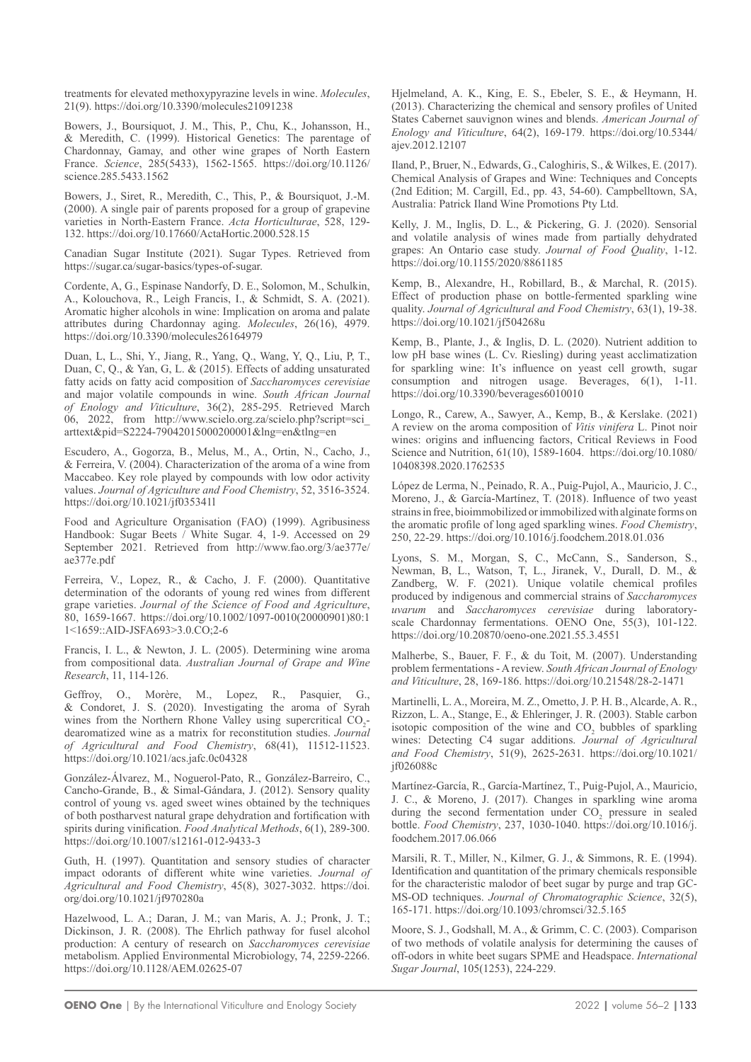treatments for elevated methoxypyrazine levels in wine. *Molecules*, 21(9). https://doi.org/10.3390/molecules21091238

Bowers, J., Boursiquot, J. M., This, P., Chu, K., Johansson, H., & Meredith, C. (1999). Historical Genetics: The parentage of Chardonnay, Gamay, and other wine grapes of North Eastern France. *Science*, 285(5433), 1562-1565. https://doi.org/10.1126/science.285.5433.1562

Bowers, J., Siret, R., Meredith, C., This, P., & Boursiquot, J.-M. (2000). A single pair of parents proposed for a group of grapevine varieties in North-Eastern France. *Acta Horticulturae*, 528, 129-132. https://doi.org/10.17660/ActaHortic.2000.528.15

Canadian Sugar Institute (2021). Sugar Types. Retrieved from https://sugar.ca/sugar-basics/types-of-sugar.

Cordente, A, G., Espinase Nandorfy, D. E., Solomon, M., Schulkin, A., Kolouchova, R., Leigh Francis, I., & Schmidt, S. A. (2021). Aromatic higher alcohols in wine: Implication on aroma and palate attributes during Chardonnay aging. *Molecules*, 26(16), 4979. https://doi.org/10.3390/molecules26164979

Duan, L, L., Shi, Y., Jiang, R., Yang, Q., Wang, Y, Q., Liu, P, T., Duan, C, Q., & Yan, G, L. & (2015). Effects of adding unsaturated fatty acids on fatty acid composition of *Saccharomyces cerevisiae* and major volatile compounds in wine. *South African Journal of Enology and Viticulture*, 36(2), 285-295. Retrieved March 06, 2022, from http://www.scielo.org.za/scielo.php?script=sci_arttext&pid=S2224-79042015000200001&lng=en&tlng=en

Escudero, A., Gogorza, B., Melus, M., A., Ortin, N., Cacho, J., & Ferreira, V. (2004). Characterization of the aroma of a wine from Maccabeo. Key role played by compounds with low odor activity values. *Journal of Agriculture and Food Chemistry*, 52, 3516-3524. https://doi.org/10.1021/jf035341l

Food and Agriculture Organisation (FAO) (1999). Agribusiness Handbook: Sugar Beets / White Sugar. 4, 1-9. Accessed on 29 September 2021. Retrieved from http://www.fao.org/3/ae377e/ae377e.pdf

Ferreira, V., Lopez, R., & Cacho, J. F. (2000). Quantitative determination of the odorants of young red wines from different grape varieties. *Journal of the Science of Food and Agriculture*, 80, 1659-1667. https://doi.org/10.1002/1097-0010(20000901)80:11<1659::AID-JSFA693>3.0.CO;2-6

Francis, I. L., & Newton, J. L. (2005). Determining wine aroma from compositional data. *Australian Journal of Grape and Wine Research*, 11, 114-126.

Geffroy, O., Morère, M., Lopez, R., Pasquier, G., & Condoret, J. S. (2020). Investigating the aroma of Syrah wines from the Northern Rhone Valley using supercritical $CO_2$-dearomatized wine as a matrix for reconstitution studies. *Journal of Agricultural and Food Chemistry*, 68(41), 11512-11523. https://doi.org/10.1021/acs.jafc.0c04328

González-Álvarez, M., Noguerol-Pato, R., González-Barreiro, C., Cancho-Grande, B., & Simal-Gándara, J. (2012). Sensory quality control of young vs. aged sweet wines obtained by the techniques of both postharvest natural grape dehydration and fortification with spirits during vinification. *Food Analytical Methods*, 6(1), 289-300. https://doi.org/10.1007/s12161-012-9433-3

Guth, H. (1997). Quantitation and sensory studies of character impact odorants of different white wine varieties. *Journal of Agricultural and Food Chemistry*, 45(8), 3027-3032. https://doi.org/doi.org/10.1021/jf970280a

Hazelwood, L. A.; Daran, J. M.; van Maris, A. J.; Pronk, J. T.; Dickinson, J. R. (2008). The Ehrlich pathway for fusel alcohol production: A century of research on *Saccharomyces cerevisiae* metabolism. Applied Environmental Microbiology, 74, 2259-2266. https://doi.org/10.1128/AEM.02625-07

Hjelmeland, A. K., King, E. S., Ebeler, S. E., & Heymann, H. (2013). Characterizing the chemical and sensory profiles of United States Cabernet sauvignon wines and blends. *American Journal of Enology and Viticulture*, 64(2), 169-179. https://doi.org/10.5344/ajev.2012.12107

Iland, P., Bruer, N., Edwards, G., Caloghiris, S., & Wilkes, E. (2017). Chemical Analysis of Grapes and Wine: Techniques and Concepts (2nd Edition; M. Cargill, Ed., pp. 43, 54-60). Campbelltown, SA, Australia: Patrick Iland Wine Promotions Pty Ltd.

Kelly, J. M., Inglis, D. L., & Pickering, G. J. (2020). Sensorial and volatile analysis of wines made from partially dehydrated grapes: An Ontario case study. *Journal of Food Quality*, 1-12. https://doi.org/10.1155/2020/8861185

Kemp, B., Alexandre, H., Robillard, B., & Marchal, R. (2015). Effect of production phase on bottle-fermented sparkling wine quality. *Journal of Agricultural and Food Chemistry*, 63(1), 19-38. https://doi.org/10.1021/jf504268u

Kemp, B., Plante, J., & Inglis, D. L. (2020). Nutrient addition to low pH base wines (L. Cv. Riesling) during yeast acclimatization for sparkling wine: It's influence on yeast cell growth, sugar consumption and nitrogen usage. Beverages, 6(1), 1-11. https://doi.org/10.3390/beverages6010010

Longo, R., Carew, A., Sawyer, A., Kemp, B., & Kerslake. (2021) A review on the aroma composition of *Vitis vinifera* L. Pinot noir wines: origins and influencing factors, Critical Reviews in Food Science and Nutrition, 61(10), 1589-1604. https://doi.org/10.1080/10408398.2020.1762535

López de Lerma, N., Peinado, R. A., Puig-Pujol, A., Mauricio, J. C., Moreno, J., & García-Martínez, T. (2018). Influence of two yeast strains in free, bioimmobilized or immobilized with alginate forms on the aromatic profile of long aged sparkling wines. *Food Chemistry*, 250, 22-29. https://doi.org/10.1016/j.foodchem.2018.01.036

Lyons, S. M., Morgan, S, C., McCann, S., Sanderson, S., Newman, B, L., Watson, T, L., Jiranek, V., Durall, D. M., & Zandberg, W. F. (2021). Unique volatile chemical profiles produced by indigenous and commercial strains of *Saccharomyces uvarum* and *Saccharomyces cerevisiae* during laboratory-scale Chardonnay fermentations. OENO One, 55(3), 101-122. https://doi.org/10.20870/oeno-one.2021.55.3.4551

Malherbe, S., Bauer, F. F., & du Toit, M. (2007). Understanding problem fermentations - A review. *South African Journal of Enology and Viticulture*, 28, 169-186. https://doi.org/10.21548/28-2-1471

Martinelli, L. A., Moreira, M. Z., Ometto, J. P. H. B., Alcarde, A. R., Rizzon, L. A., Stange, E., & Ehleringer, J. R. (2003). Stable carbon isotopic composition of the wine and $CO_2$ bubbles of sparkling wines: Detecting C4 sugar additions. *Journal of Agricultural and Food Chemistry*, 51(9), 2625-2631. https://doi.org/10.1021/jf026088c

Martínez-García, R., García-Martínez, T., Puig-Pujol, A., Mauricio, J. C., & Moreno, J. (2017). Changes in sparkling wine aroma during the second fermentation under $CO_2$ pressure in sealed bottle. *Food Chemistry*, 237, 1030-1040. https://doi.org/10.1016/j.foodchem.2017.06.066

Marsili, R. T., Miller, N., Kilmer, G. J., & Simmons, R. E. (1994). Identification and quantitation of the primary chemicals responsible for the characteristic malodor of beet sugar by purge and trap GC-MS-OD techniques. *Journal of Chromatographic Science*, 32(5), 165-171. https://doi.org/10.1093/chromsci/32.5.165

Moore, S. J., Godshall, M. A., & Grimm, C. C. (2003). Comparison of two methods of volatile analysis for determining the causes of off-odors in white beet sugars SPME and Headspace. *International Sugar Journal*, 105(1253), 224-229.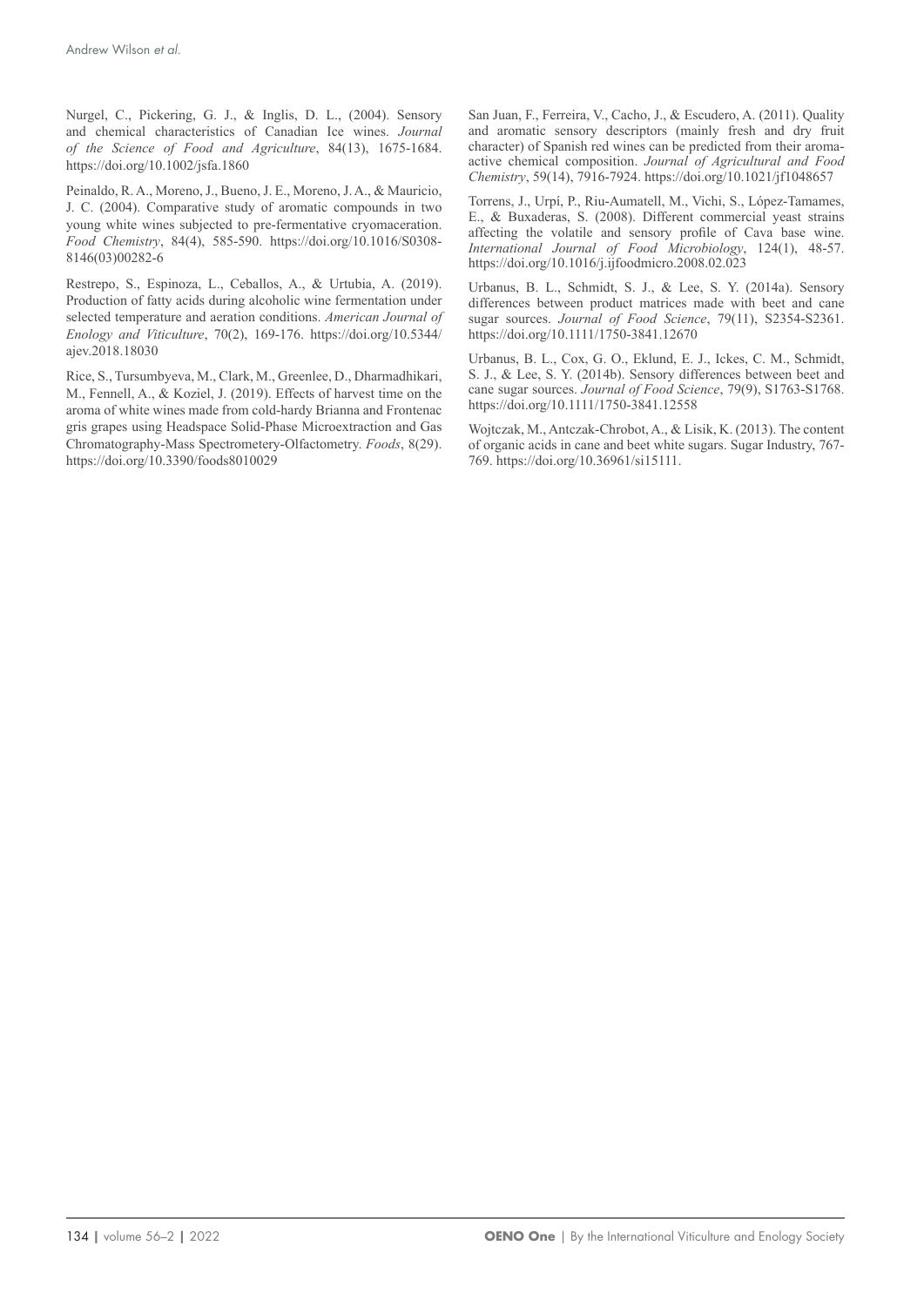Nurgel, C., Pickering, G. J., & Inglis, D. L., (2004). Sensory and chemical characteristics of Canadian Ice wines. *Journal of the Science of Food and Agriculture*, 84(13), 1675-1684. https://doi.org/10.1002/jsfa.1860

Peinaldo, R. A., Moreno, J., Bueno, J. E., Moreno, J. A., & Mauricio, J. C. (2004). Comparative study of aromatic compounds in two young white wines subjected to pre-fermentative cryomaceration. *Food Chemistry*, 84(4), 585-590. https://doi.org/10.1016/S0308-8146(03)00282-6

Restrepo, S., Espinoza, L., Ceballos, A., & Urtubia, A. (2019). Production of fatty acids during alcoholic wine fermentation under selected temperature and aeration conditions. *American Journal of Enology and Viticulture*, 70(2), 169-176. https://doi.org/10.5344/ajev.2018.18030

Rice, S., Tursumbyeva, M., Clark, M., Greenlee, D., Dharmadhikari, M., Fennell, A., & Koziel, J. (2019). Effects of harvest time on the aroma of white wines made from cold-hardy Brianna and Frontenac gris grapes using Headspace Solid-Phase Microextraction and Gas Chromatography-Mass Spectrometery-Olfactometry. *Foods*, 8(29). https://doi.org/10.3390/foods8010029

San Juan, F., Ferreira, V., Cacho, J., & Escudero, A. (2011). Quality and aromatic sensory descriptors (mainly fresh and dry fruit character) of Spanish red wines can be predicted from their aroma-active chemical composition. *Journal of Agricultural and Food Chemistry*, 59(14), 7916-7924. https://doi.org/10.1021/jf1048657

Torrens, J., Urpí, P., Riu-Aumatell, M., Vichi, S., López-Tamames, E., & Buxaderas, S. (2008). Different commercial yeast strains affecting the volatile and sensory profile of Cava base wine. *International Journal of Food Microbiology*, 124(1), 48-57. https://doi.org/10.1016/j.ijfoodmicro.2008.02.023

Urbanus, B. L., Schmidt, S. J., & Lee, S. Y. (2014a). Sensory differences between product matrices made with beet and cane sugar sources. *Journal of Food Science*, 79(11), S2354-S2361. https://doi.org/10.1111/1750-3841.12670

Urbanus, B. L., Cox, G. O., Eklund, E. J., Ickes, C. M., Schmidt, S. J., & Lee, S. Y. (2014b). Sensory differences between beet and cane sugar sources. *Journal of Food Science*, 79(9), S1763-S1768. https://doi.org/10.1111/1750-3841.12558

Wojtczak, M., Antczak-Chrobot, A., & Lisik, K. (2013). The content of organic acids in cane and beet white sugars. Sugar Industry, 767-769. https://doi.org/10.36961/si15111.